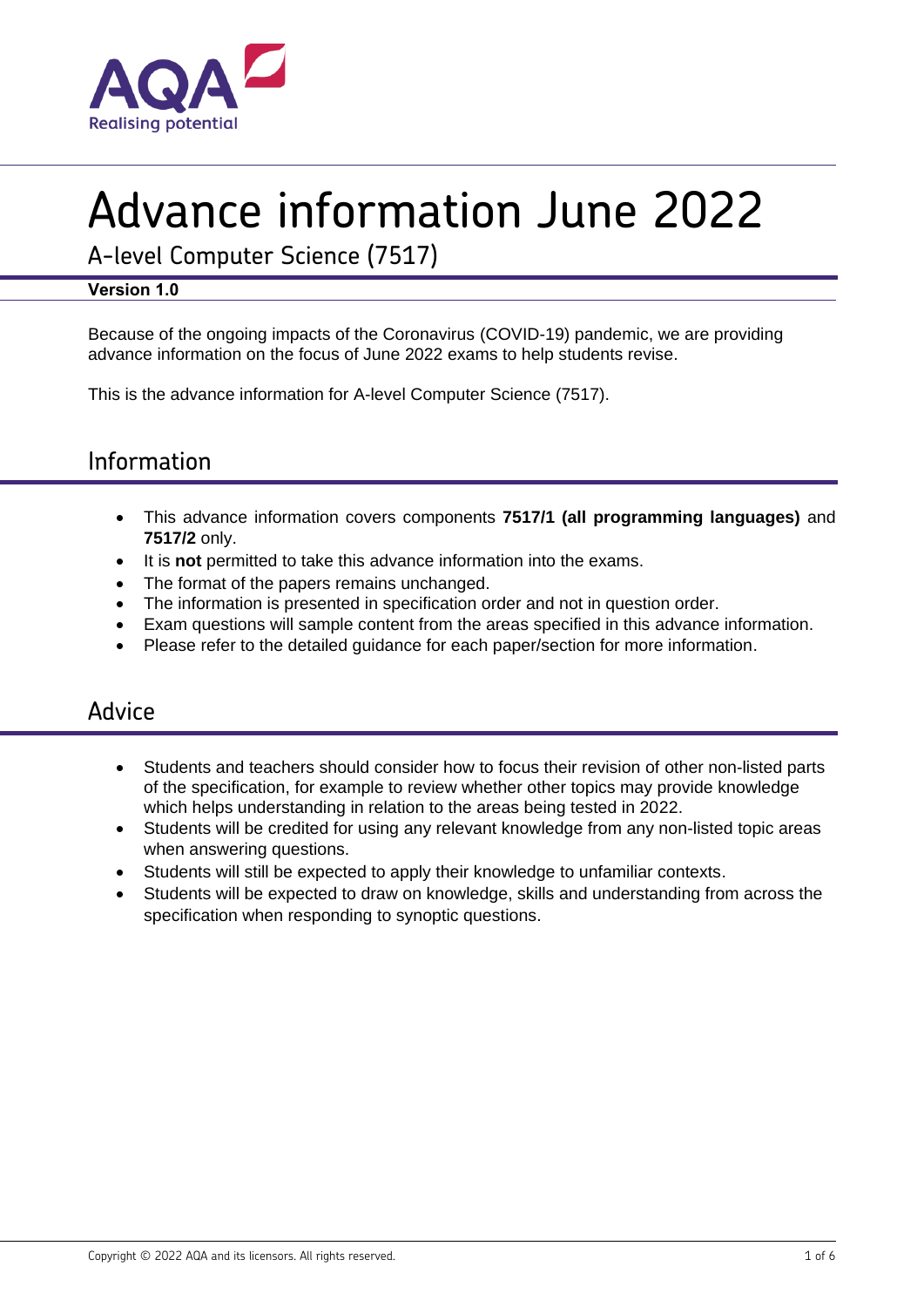# Advance information June 2022

A-level Computer Science (7517)

**Version 1.0**

Because of the ongoing impacts of the Coronavirus (COVID-19) pandemic, we are providing advance information on the focus of June 2022 exams to help students revise.

This is the advance information for A-level Computer Science (7517).

## Information

- This advance information covers components **7517/1 (all programming languages)** and **7517/2** only.
- It is **not** permitted to take this advance information into the exams.
- The format of the papers remains unchanged.
- The information is presented in specification order and not in question order.
- Exam questions will sample content from the areas specified in this advance information.
- Please refer to the detailed guidance for each paper/section for more information.

## Advice

- Students and teachers should consider how to focus their revision of other non-listed parts of the specification, for example to review whether other topics may provide knowledge which helps understanding in relation to the areas being tested in 2022.
- Students will be credited for using any relevant knowledge from any non-listed topic areas when answering questions.
- Students will still be expected to apply their knowledge to unfamiliar contexts.
- Students will be expected to draw on knowledge, skills and understanding from across the specification when responding to synoptic questions.

Copyright © 2022 AQA and its licensors. All rights reserved.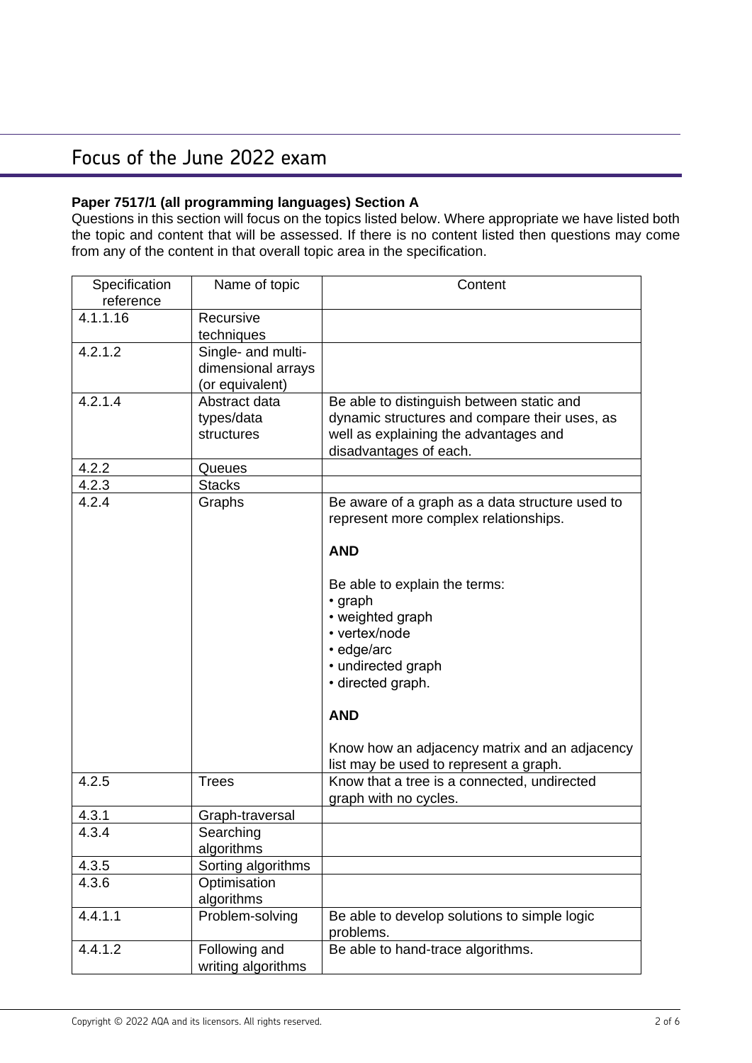## Focus of the June 2022 exam

**Paper 7517/1 (all programming languages) Section A**

Questions in this section will focus on the topics listed below. Where appropriate we have listed both the topic and content that will be assessed. If there is no content listed then questions may come from any of the content in that overall topic area in the specification.

| Specification reference | Name of topic | Content |
| --- | --- | --- |
| 4.1.1.16 | Recursive techniques | |
| 4.2.1.2 | Single- and multi-dimensional arrays (or equivalent) | |
| 4.2.1.4 | Abstract data types/data structures | Be able to distinguish between static and dynamic structures and compare their uses, as well as explaining the advantages and disadvantages of each. |
| 4.2.2 | Queues | |
| 4.2.3 | Stacks | |
| 4.2.4 | Graphs | Be aware of a graph as a data structure used to represent more complex relationships.<br><br>**AND**<br><br>Be able to explain the terms:<br>• graph<br>• weighted graph<br>• vertex/node<br>• edge/arc<br>• undirected graph<br>• directed graph.<br><br>**AND**<br><br>Know how an adjacency matrix and an adjacency list may be used to represent a graph. |
| 4.2.5 | Trees | Know that a tree is a connected, undirected graph with no cycles. |
| 4.3.1 | Graph-traversal | |
| 4.3.4 | Searching algorithms | |
| 4.3.5 | Sorting algorithms | |
| 4.3.6 | Optimisation algorithms | |
| 4.4.1.1 | Problem-solving | Be able to develop solutions to simple logic problems. |
| 4.4.1.2 | Following and writing algorithms | Be able to hand-trace algorithms. |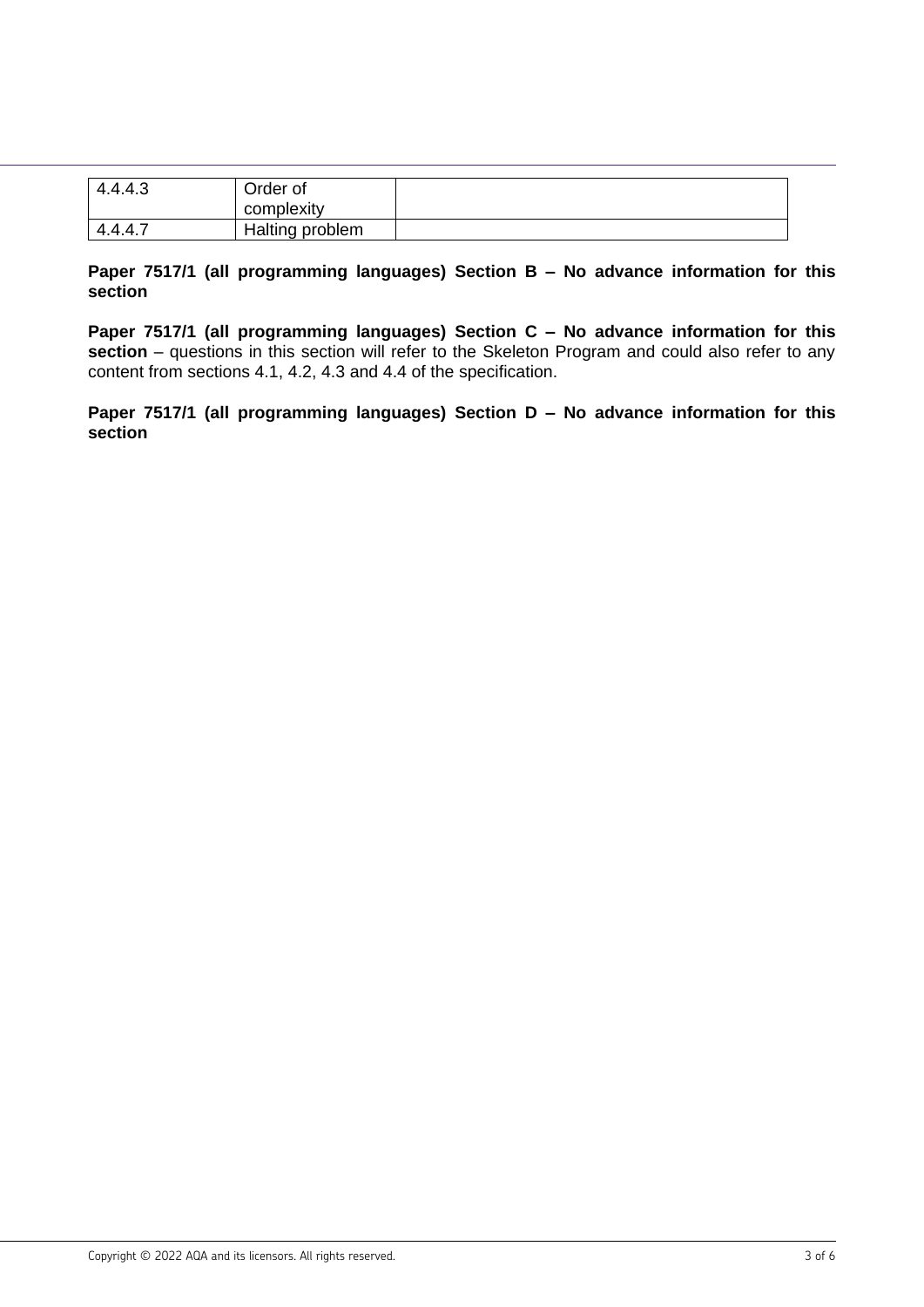| | | |
|---|---|---|
| 4.4.4.3 | Order of complexity | |
| 4.4.4.7 | Halting problem | |

**Paper 7517/1 (all programming languages) Section B – No advance information for this section**

**Paper 7517/1 (all programming languages) Section C – No advance information for this section** – questions in this section will refer to the Skeleton Program and could also refer to any content from sections 4.1, 4.2, 4.3 and 4.4 of the specification.

**Paper 7517/1 (all programming languages) Section D – No advance information for this section**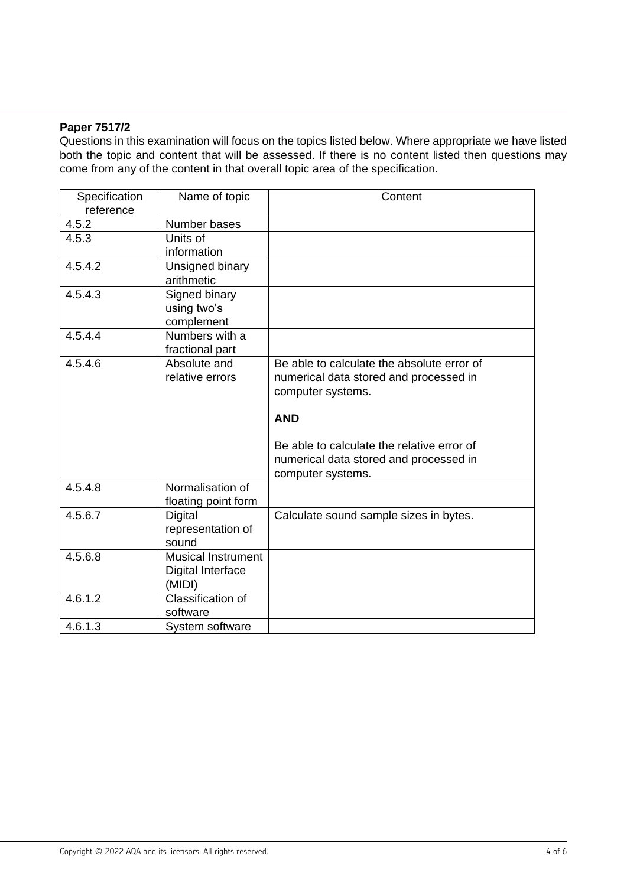**Paper 7517/2**

Questions in this examination will focus on the topics listed below. Where appropriate we have listed both the topic and content that will be assessed. If there is no content listed then questions may come from any of the content in that overall topic area of the specification.

| Specification reference | Name of topic | Content |
|---|---|---|
| 4.5.2 | Number bases | |
| 4.5.3 | Units of information | |
| 4.5.4.2 | Unsigned binary arithmetic | |
| 4.5.4.3 | Signed binary using two's complement | |
| 4.5.4.4 | Numbers with a fractional part | |
| 4.5.4.6 | Absolute and relative errors | Be able to calculate the absolute error of numerical data stored and processed in computer systems.<br><br>**AND**<br><br>Be able to calculate the relative error of numerical data stored and processed in computer systems. |
| 4.5.4.8 | Normalisation of floating point form | |
| 4.5.6.7 | Digital representation of sound | Calculate sound sample sizes in bytes. |
| 4.5.6.8 | Musical Instrument Digital Interface (MIDI) | |
| 4.6.1.2 | Classification of software | |
| 4.6.1.3 | System software | |

Copyright © 2022 AQA and its licensors. All rights reserved.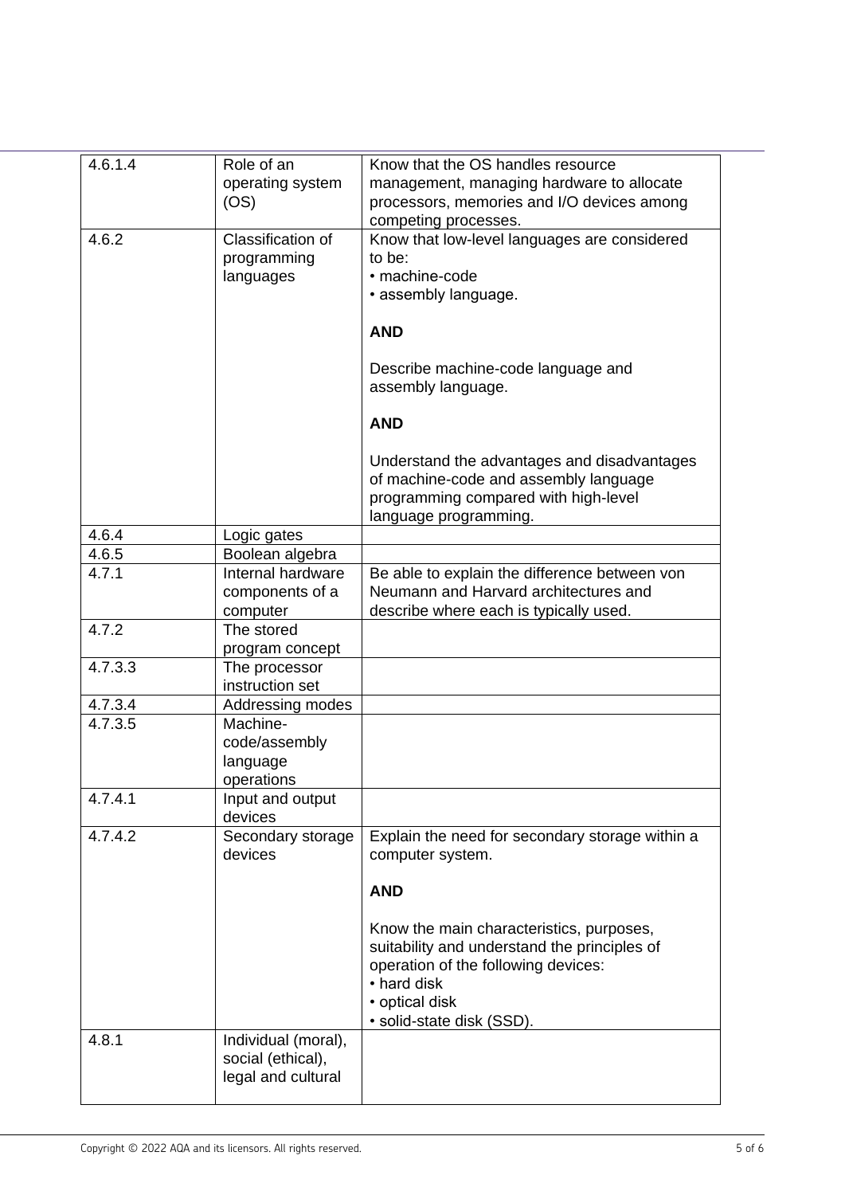| | | |
|---|---|---|
| 4.6.1.4 | Role of an operating system (OS) | Know that the OS handles resource management, managing hardware to allocate processors, memories and I/O devices among competing processes. |
| 4.6.2 | Classification of programming languages | Know that low-level languages are considered to be:<br>• machine-code<br>• assembly language.<br><br>**AND**<br><br>Describe machine-code language and assembly language.<br><br>**AND**<br><br>Understand the advantages and disadvantages of machine-code and assembly language programming compared with high-level language programming. |
| 4.6.4 | Logic gates | |
| 4.6.5 | Boolean algebra | |
| 4.7.1 | Internal hardware components of a computer | Be able to explain the difference between von Neumann and Harvard architectures and describe where each is typically used. |
| 4.7.2 | The stored program concept | |
| 4.7.3.3 | The processor instruction set | |
| 4.7.3.4 | Addressing modes | |
| 4.7.3.5 | Machine-code/assembly language operations | |
| 4.7.4.1 | Input and output devices | |
| 4.7.4.2 | Secondary storage devices | Explain the need for secondary storage within a computer system.<br><br>**AND**<br><br>Know the main characteristics, purposes, suitability and understand the principles of operation of the following devices:<br>• hard disk<br>• optical disk<br>• solid-state disk (SSD). |
| 4.8.1 | Individual (moral), social (ethical), legal and cultural | |

Copyright © 2022 AQA and its licensors. All rights reserved.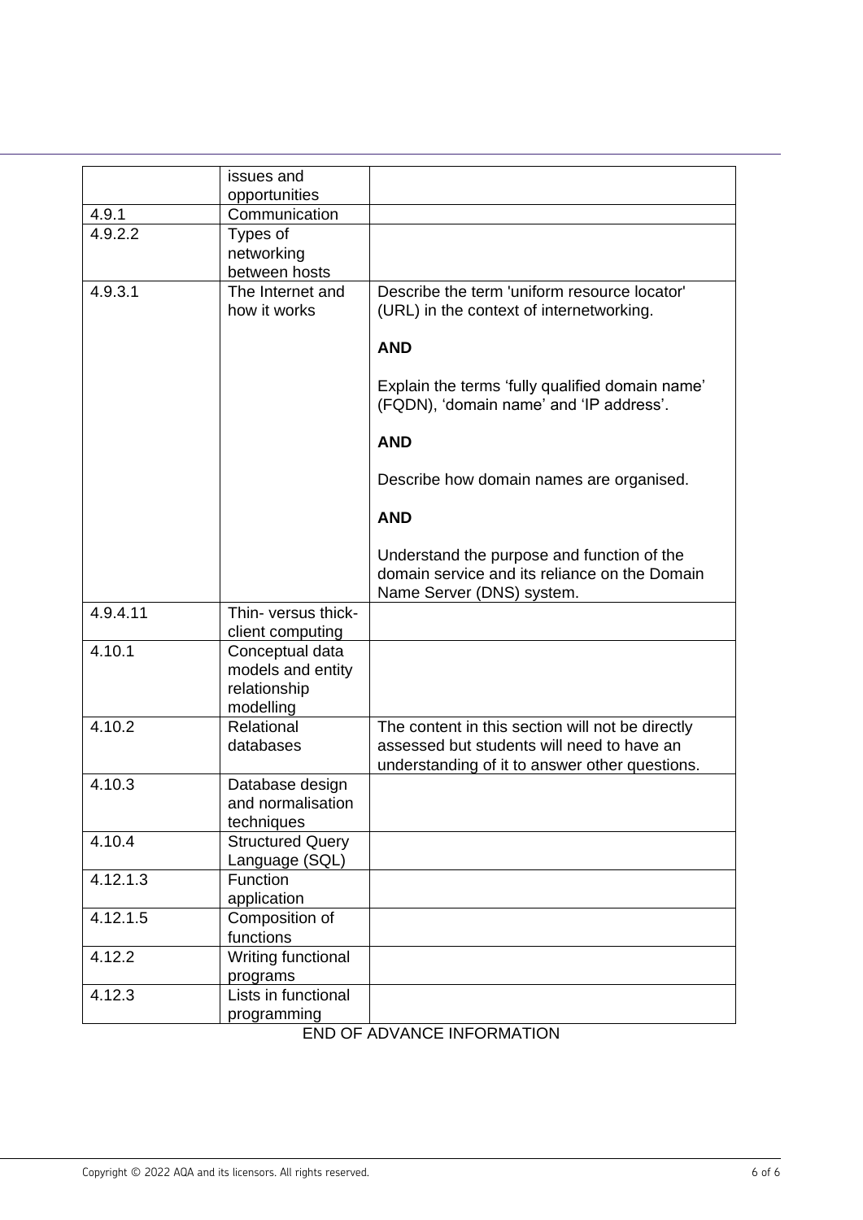| | | |
|---|---|---|
| | issues and opportunities | |
| 4.9.1 | Communication | |
| 4.9.2.2 | Types of networking between hosts | |
| 4.9.3.1 | The Internet and how it works | Describe the term 'uniform resource locator' (URL) in the context of internetworking.<br><br>**AND**<br><br>Explain the terms 'fully qualified domain name' (FQDN), 'domain name' and 'IP address'.<br><br>**AND**<br><br>Describe how domain names are organised.<br><br>**AND**<br><br>Understand the purpose and function of the domain service and its reliance on the Domain Name Server (DNS) system. |
| 4.9.4.11 | Thin- versus thick-client computing | |
| 4.10.1 | Conceptual data models and entity relationship modelling | |
| 4.10.2 | Relational databases | The content in this section will not be directly assessed but students will need to have an understanding of it to answer other questions. |
| 4.10.3 | Database design and normalisation techniques | |
| 4.10.4 | Structured Query Language (SQL) | |
| 4.12.1.3 | Function application | |
| 4.12.1.5 | Composition of functions | |
| 4.12.2 | Writing functional programs | |
| 4.12.3 | Lists in functional programming | |

END OF ADVANCE INFORMATION

Copyright © 2022 AQA and its licensors. All rights reserved.